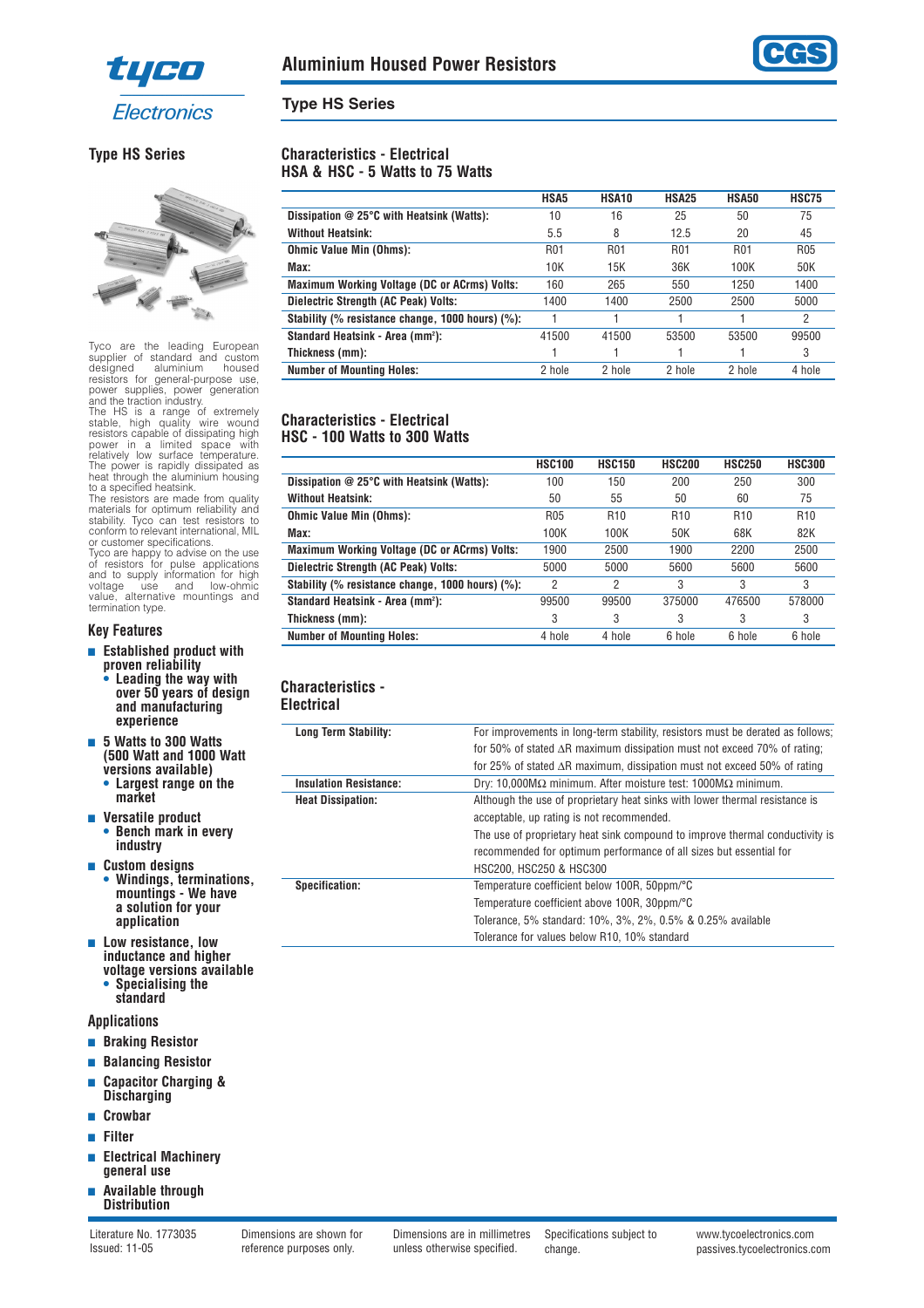# Aluminium Housed Power Resistors

## Type HS Series

### Type HS Series

Tyco are the leading European supplier of standard and custom designed aluminium housed resistors for general-purpose use, power supplies, power generation and the traction industry.

The HS is a range of extremely stable, high quality wire wound resistors capable of dissipating high power in a limited space with relatively low surface temperature. The power is rapidly dissipated as heat through the aluminium housing to a specified heatsink.

The resistors are made from quality materials for optimum reliability and stability. Tyco can test resistors to conform to relevant international, MIL or customer specifications.

Tyco are happy to advise on the use of resistors for pulse applications and to supply information for high voltage use and low-ohmic value, alternative mountings and termination type.

### Key Features

- **Established product with proven reliability**
  - **Leading the way with over 50 years of design and manufacturing experience**
- **5 Watts to 300 Watts (500 Watt and 1000 Watt versions available)**
  - **Largest range on the market**
- **Versatile product**
  - **Bench mark in every industry**
- **Custom designs**
  - **Windings, terminations, mountings - We have a solution for your application**
- **Low resistance, low inductance and higher voltage versions available**
  - **Specialising the standard**

### Applications

- **Braking Resistor**
- **Balancing Resistor**
- **Capacitor Charging & Discharging**
- **Crowbar**
- **Filter**
- **Electrical Machinery general use**
- **Available through Distribution**

### Characteristics - Electrical
### HSA & HSC - 5 Watts to 75 Watts

| | HSA5 | HSA10 | HSA25 | HSA50 | HSC75 |
|---|---|---|---|---|---|
| **Dissipation @ 25°C with Heatsink (Watts):** | 10 | 16 | 25 | 50 | 75 |
| **Without Heatsink:** | 5.5 | 8 | 12.5 | 20 | 45 |
| **Ohmic Value Min (Ohms):** | R01 | R01 | R01 | R01 | R05 |
| **Max:** | 10K | 15K | 36K | 100K | 50K |
| **Maximum Working Voltage (DC or ACrms) Volts:** | 160 | 265 | 550 | 1250 | 1400 |
| **Dielectric Strength (AC Peak) Volts:** | 1400 | 1400 | 2500 | 2500 | 5000 |
| **Stability (% resistance change, 1000 hours) (%):** | 1 | 1 | 1 | 1 | 2 |
| **Standard Heatsink - Area (mm²):** | 41500 | 41500 | 53500 | 53500 | 99500 |
| **Thickness (mm):** | 1 | 1 | 1 | 1 | 3 |
| **Number of Mounting Holes:** | 2 hole | 2 hole | 2 hole | 2 hole | 4 hole |

### Characteristics - Electrical
### HSC - 100 Watts to 300 Watts

| | HSC100 | HSC150 | HSC200 | HSC250 | HSC300 |
|---|---|---|---|---|---|
| **Dissipation @ 25°C with Heatsink (Watts):** | 100 | 150 | 200 | 250 | 300 |
| **Without Heatsink:** | 50 | 55 | 50 | 60 | 75 |
| **Ohmic Value Min (Ohms):** | R05 | R10 | R10 | R10 | R10 |
| **Max:** | 100K | 100K | 50K | 68K | 82K |
| **Maximum Working Voltage (DC or ACrms) Volts:** | 1900 | 2500 | 1900 | 2200 | 2500 |
| **Dielectric Strength (AC Peak) Volts:** | 5000 | 5000 | 5600 | 5600 | 5600 |
| **Stability (% resistance change, 1000 hours) (%):** | 2 | 2 | 3 | 3 | 3 |
| **Standard Heatsink - Area (mm²):** | 99500 | 99500 | 375000 | 476500 | 578000 |
| **Thickness (mm):** | 3 | 3 | 3 | 3 | 3 |
| **Number of Mounting Holes:** | 4 hole | 4 hole | 6 hole | 6 hole | 6 hole |

### Characteristics - Electrical

| | |
|---|---|
| **Long Term Stability:** | For improvements in long-term stability, resistors must be derated as follows; for 50% of stated ΔR maximum dissipation must not exceed 70% of rating; for 25% of stated ΔR maximum, dissipation must not exceed 50% of rating |
| **Insulation Resistance:** | Dry: 10,000MΩ minimum. After moisture test: 1000MΩ minimum. |
| **Heat Dissipation:** | Although the use of proprietary heat sinks with lower thermal resistance is acceptable, up rating is not recommended. The use of proprietary heat sink compound to improve thermal conductivity is recommended for optimum performance of all sizes but essential for HSC200, HSC250 & HSC300 |
| **Specification:** | Temperature coefficient below 100R, 50ppm/°C<br>Temperature coefficient above 100R, 30ppm/°C<br>Tolerance, 5% standard: 10%, 3%, 2%, 0.5% & 0.25% available<br>Tolerance for values below R10, 10% standard |

Literature No. 1773035
Issued: 11-05

Dimensions are shown for reference purposes only.

Dimensions are in millimetres unless otherwise specified.

Specifications subject to change.

www.tycoelectronics.com
passives.tycoelectronics.com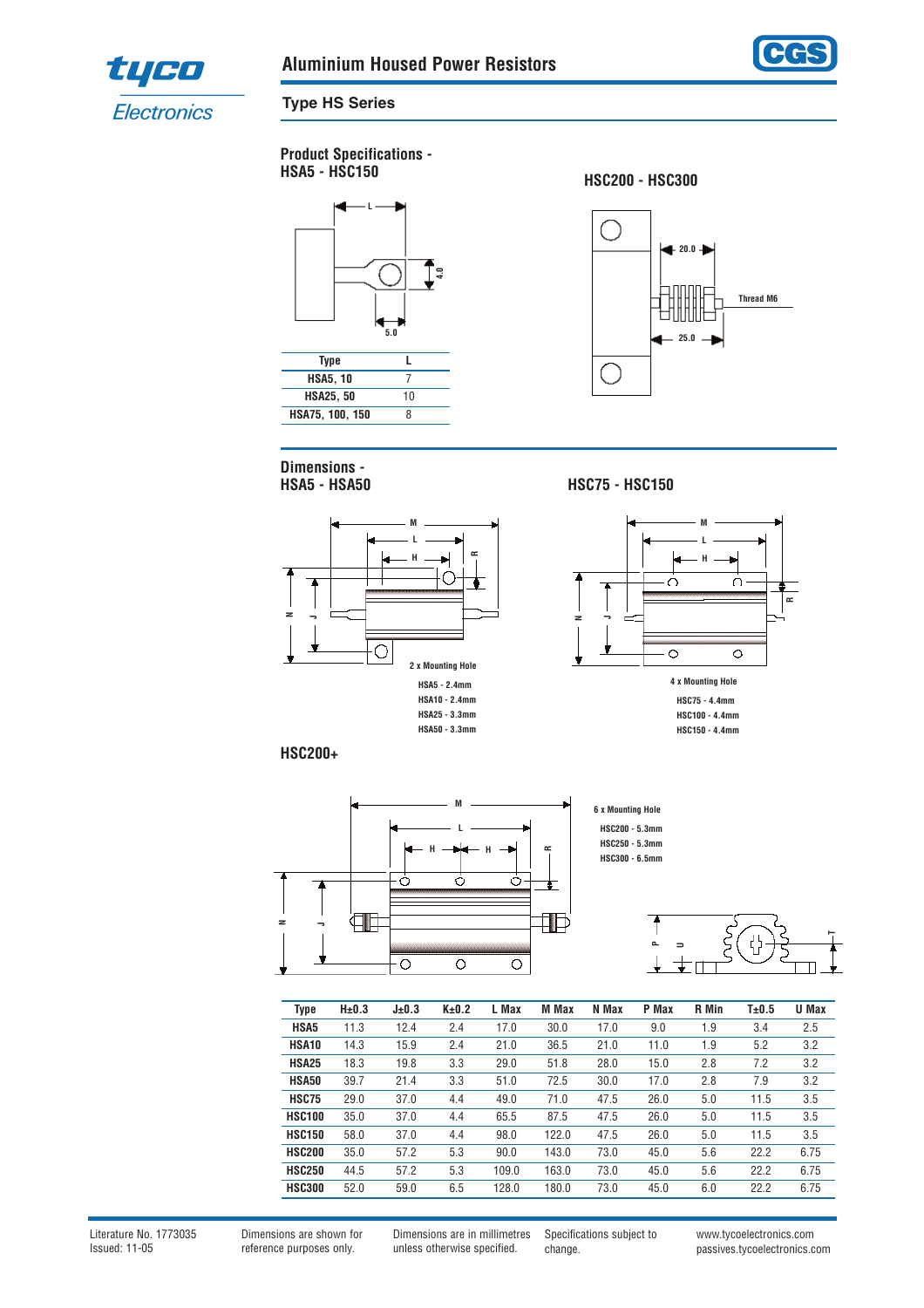## Aluminium Housed Power Resistors

### Type HS Series

### Product Specifications - HSA5 - HSC150

| Type | L |
|---|---|
| HSA5, 10 | 7 |
| HSA25, 50 | 10 |
| HSA75, 100, 150 | 8 |

### HSC200 - HSC300

### Dimensions - HSA5 - HSA50

2 x Mounting Hole

HSA5 - 2.4mm
HSA10 - 2.4mm
HSA25 - 3.3mm
HSA50 - 3.3mm

### HSC75 - HSC150

4 x Mounting Hole

HSC75 - 4.4mm
HSC100 - 4.4mm
HSC150 - 4.4mm

### HSC200+

6 x Mounting Hole

HSC200 - 5.3mm
HSC250 - 5.3mm
HSC300 - 6.5mm

| Type | H±0.3 | J±0.3 | K±0.2 | L Max | M Max | N Max | P Max | R Min | T±0.5 | U Max |
|---|---|---|---|---|---|---|---|---|---|---|
| HSA5 | 11.3 | 12.4 | 2.4 | 17.0 | 30.0 | 17.0 | 9.0 | 1.9 | 3.4 | 2.5 |
| HSA10 | 14.3 | 15.9 | 2.4 | 21.0 | 36.5 | 21.0 | 11.0 | 1.9 | 5.2 | 3.2 |
| HSA25 | 18.3 | 19.8 | 3.3 | 29.0 | 51.8 | 28.0 | 15.0 | 2.8 | 7.2 | 3.2 |
| HSA50 | 39.7 | 21.4 | 3.3 | 51.0 | 72.5 | 30.0 | 17.0 | 2.8 | 7.9 | 3.2 |
| HSC75 | 29.0 | 37.0 | 4.4 | 49.0 | 71.0 | 47.5 | 26.0 | 5.0 | 11.5 | 3.5 |
| HSC100 | 35.0 | 37.0 | 4.4 | 65.5 | 87.5 | 47.5 | 26.0 | 5.0 | 11.5 | 3.5 |
| HSC150 | 58.0 | 37.0 | 4.4 | 98.0 | 122.0 | 47.5 | 26.0 | 5.0 | 11.5 | 3.5 |
| HSC200 | 35.0 | 57.2 | 5.3 | 90.0 | 143.0 | 73.0 | 45.0 | 5.6 | 22.2 | 6.75 |
| HSC250 | 44.5 | 57.2 | 5.3 | 109.0 | 163.0 | 73.0 | 45.0 | 5.6 | 22.2 | 6.75 |
| HSC300 | 52.0 | 59.0 | 6.5 | 128.0 | 180.0 | 73.0 | 45.0 | 6.0 | 22.2 | 6.75 |

Literature No. 1773035
Issued: 11-05

Dimensions are shown for reference purposes only.

Dimensions are in millimetres unless otherwise specified.

Specifications subject to change.

www.tycoelectronics.com
passives.tycoelectronics.com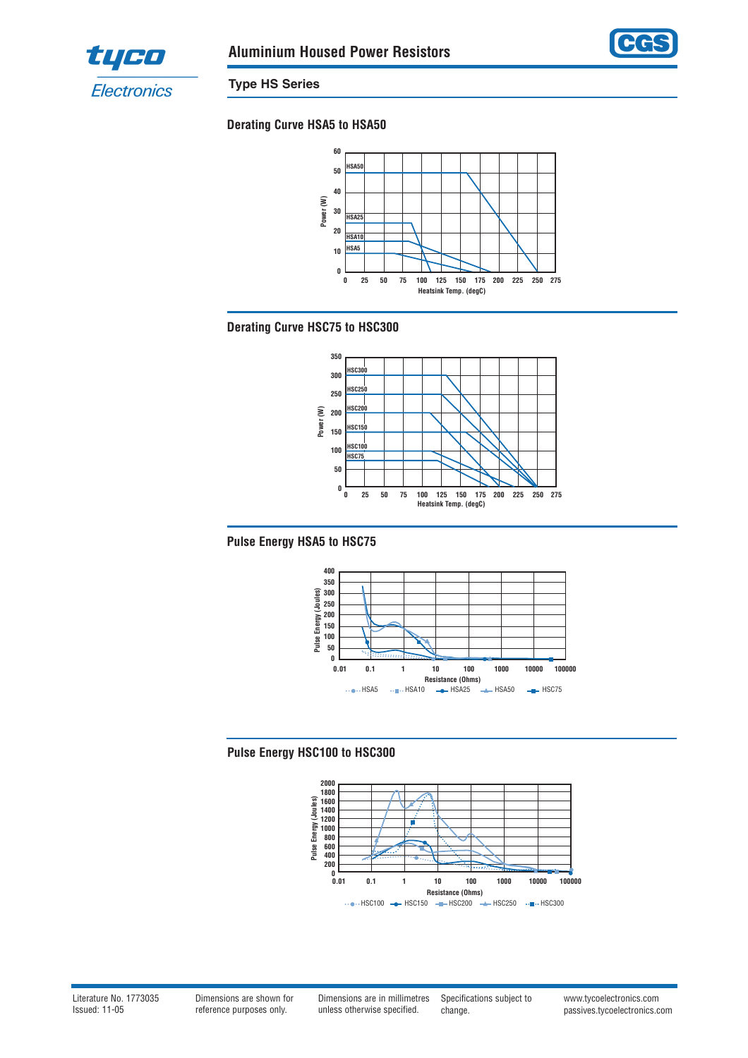# Aluminium Housed Power Resistors

## Type HS Series

### Derating Curve HSA5 to HSA50

Power (W) vs Heatsink Temp. (degC)

Y-axis: 0, 10, 20, 30, 40, 50, 60

X-axis: 0, 25, 50, 75, 100, 125, 150, 175, 200, 225, 250, 275

Curves: HSA50, HSA25, HSA10, HSA5

### Derating Curve HSC75 to HSC300

Power (W) vs Heatsink Temp. (degC)

Y-axis: 0, 50, 100, 150, 200, 250, 300, 350

X-axis: 0, 25, 50, 75, 100, 125, 150, 175, 200, 225, 250, 275

Curves: HSC300, HSC250, HSC200, HSC150, HSC100, HSC75

### Pulse Energy HSA5 to HSC75

Pulse Energy (Joules) vs Resistance (Ohms)

Y-axis: 0, 50, 100, 150, 200, 250, 300, 350, 400

X-axis: 0.01, 0.1, 1, 10, 100, 1000, 10000, 100000

Legend: HSA5, HSA10, HSA25, HSA50, HSC75

### Pulse Energy HSC100 to HSC300

Pulse Energy (Joules) vs Resistance (Ohms)

Y-axis: 0, 200, 400, 600, 800, 1000, 1200, 1400, 1600, 1800, 2000

X-axis: 0.01, 0.1, 1, 10, 100, 1000, 10000, 100000

Legend: HSC100, HSC150, HSC200, HSC250, HSC300

Literature No. 1773035
Issued: 11-05

Dimensions are shown for reference purposes only.

Dimensions are in millimetres unless otherwise specified.

Specifications subject to change.

www.tycoelectronics.com
passives.tycoelectronics.com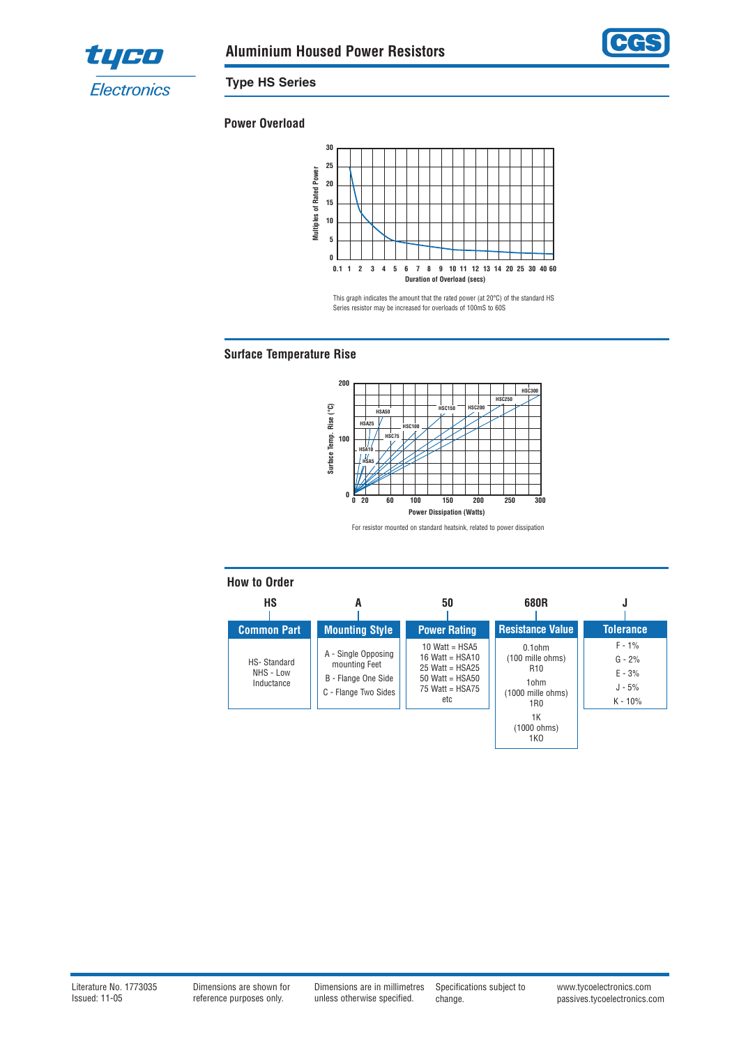# Aluminium Housed Power Resistors

## Type HS Series

### Power Overload

Multiples of Rated Power

30
25
20
15
10
5
0

0.1 1 2 3 4 5 6 7 8 9 10 11 12 13 14 20 25 30 40 60

Duration of Overload (secs)

This graph indicates the amount that the rated power (at 20°C) of the standard HS Series resistor may be increased for overloads of 100mS to 60S

### Surface Temperature Rise

Surface Temp. Rise (°C)

200
100
0

0 20 60 100 150 200 250 300

Power Dissipation (Watts)

HSC300
HSC250
HSC200
HSC150
HSA50
HSC100
HSA25
HSC75
HSA10
HSA5

For resistor mounted on standard heatsink, related to power dissipation

### How to Order

| HS | A | 50 | 680R | J |
|---|---|---|---|---|
| **Common Part** | **Mounting Style** | **Power Rating** | **Resistance Value** | **Tolerance** |
| HS- Standard<br>NHS - Low Inductance | A - Single Opposing mounting Feet<br>B - Flange One Side<br>C - Flange Two Sides | 10 Watt = HSA5<br>16 Watt = HSA10<br>25 Watt = HSA25<br>50 Watt = HSA50<br>75 Watt = HSA75<br>etc | 0.1ohm<br>(100 mille ohms)<br>R10<br>1ohm<br>(1000 mille ohms)<br>1R0<br>1K<br>(1000 ohms)<br>1K0 | F - 1%<br>G - 2%<br>E - 3%<br>J - 5%<br>K - 10% |

Literature No. 1773035
Issued: 11-05

Dimensions are shown for reference purposes only.

Dimensions are in millimetres unless otherwise specified.

Specifications subject to change.

www.tycoelectronics.com
passives.tycoelectronics.com